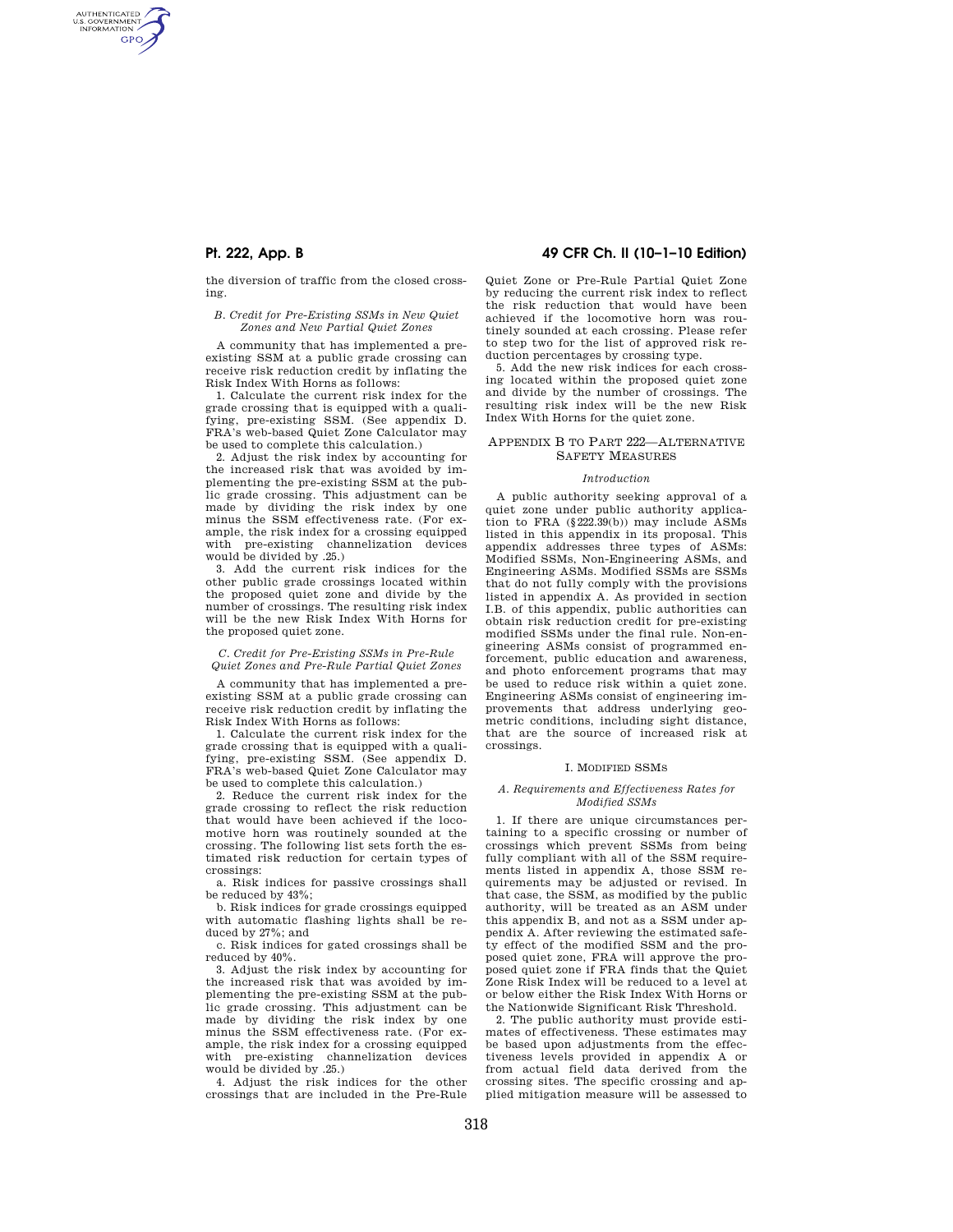the diversion of traffic from the closed crossing.

### *B. Credit for Pre-Existing SSMs in New Quiet Zones and New Partial Quiet Zones*

A community that has implemented a pre-existing SSM at a public grade crossing can receive risk reduction credit by inflating the Risk Index With Horns as follows:

1. Calculate the current risk index for the grade crossing that is equipped with a qualifying, pre-existing SSM. (See appendix D. FRA's web-based Quiet Zone Calculator may be used to complete this calculation.)

2. Adjust the risk index by accounting for the increased risk that was avoided by implementing the pre-existing SSM at the public grade crossing. This adjustment can be made by dividing the risk index by one minus the SSM effectiveness rate. (For example, the risk index for a crossing equipped with pre-existing channelization devices would be divided by .25.)

3. Add the current risk indices for the other public grade crossings located within the proposed quiet zone and divide by the number of crossings. The resulting risk index will be the new Risk Index With Horns for the proposed quiet zone.

### *C. Credit for Pre-Existing SSMs in Pre-Rule Quiet Zones and Pre-Rule Partial Quiet Zones*

A community that has implemented a pre-existing SSM at a public grade crossing can receive risk reduction credit by inflating the Risk Index With Horns as follows:

1. Calculate the current risk index for the grade crossing that is equipped with a qualifying, pre-existing SSM. (See appendix D. FRA's web-based Quiet Zone Calculator may be used to complete this calculation.)

2. Reduce the current risk index for the grade crossing to reflect the risk reduction that would have been achieved if the locomotive horn was routinely sounded at the crossing. The following list sets forth the estimated risk reduction for certain types of crossings:

a. Risk indices for passive crossings shall be reduced by 43%;

b. Risk indices for grade crossings equipped with automatic flashing lights shall be reduced by 27%; and

c. Risk indices for gated crossings shall be reduced by 40%.

3. Adjust the risk index by accounting for the increased risk that was avoided by implementing the pre-existing SSM at the public grade crossing. This adjustment can be made by dividing the risk index by one minus the SSM effectiveness rate. (For example, the risk index for a crossing equipped with pre-existing channelization devices would be divided by .25.)

4. Adjust the risk indices for the other crossings that are included in the Pre-Rule Quiet Zone or Pre-Rule Partial Quiet Zone by reducing the current risk index to reflect the risk reduction that would have been achieved if the locomotive horn was routinely sounded at each crossing. Please refer to step two for the list of approved risk reduction percentages by crossing type.

5. Add the new risk indices for each crossing located within the proposed quiet zone and divide by the number of crossings. The resulting risk index will be the new Risk Index With Horns for the quiet zone.

## APPENDIX B TO PART 222—ALTERNATIVE SAFETY MEASURES

### *Introduction*

A public authority seeking approval of a quiet zone under public authority application to FRA (§222.39(b)) may include ASMs listed in this appendix in its proposal. This appendix addresses three types of ASMs: Modified SSMs, Non-Engineering ASMs, and Engineering ASMs. Modified SSMs are SSMs that do not fully comply with the provisions listed in appendix A. As provided in section I.B. of this appendix, public authorities can obtain risk reduction credit for pre-existing modified SSMs under the final rule. Non-engineering ASMs consist of programmed enforcement, public education and awareness, and photo enforcement programs that may be used to reduce risk within a quiet zone. Engineering ASMs consist of engineering improvements that address underlying geometric conditions, including sight distance, that are the source of increased risk at crossings.

### I. MODIFIED SSMS

#### *A. Requirements and Effectiveness Rates for Modified SSMs*

1. If there are unique circumstances pertaining to a specific crossing or number of crossings which prevent SSMs from being fully compliant with all of the SSM requirements listed in appendix A, those SSM requirements may be adjusted or revised. In that case, the SSM, as modified by the public authority, will be treated as an ASM under this appendix B, and not as a SSM under appendix A. After reviewing the estimated safety effect of the modified SSM and the proposed quiet zone, FRA will approve the proposed quiet zone if FRA finds that the Quiet Zone Risk Index will be reduced to a level at or below either the Risk Index With Horns or the Nationwide Significant Risk Threshold.

2. The public authority must provide estimates of effectiveness. These estimates may be based upon adjustments from the effectiveness levels provided in appendix A or from actual field data derived from the crossing sites. The specific crossing and applied mitigation measure will be assessed to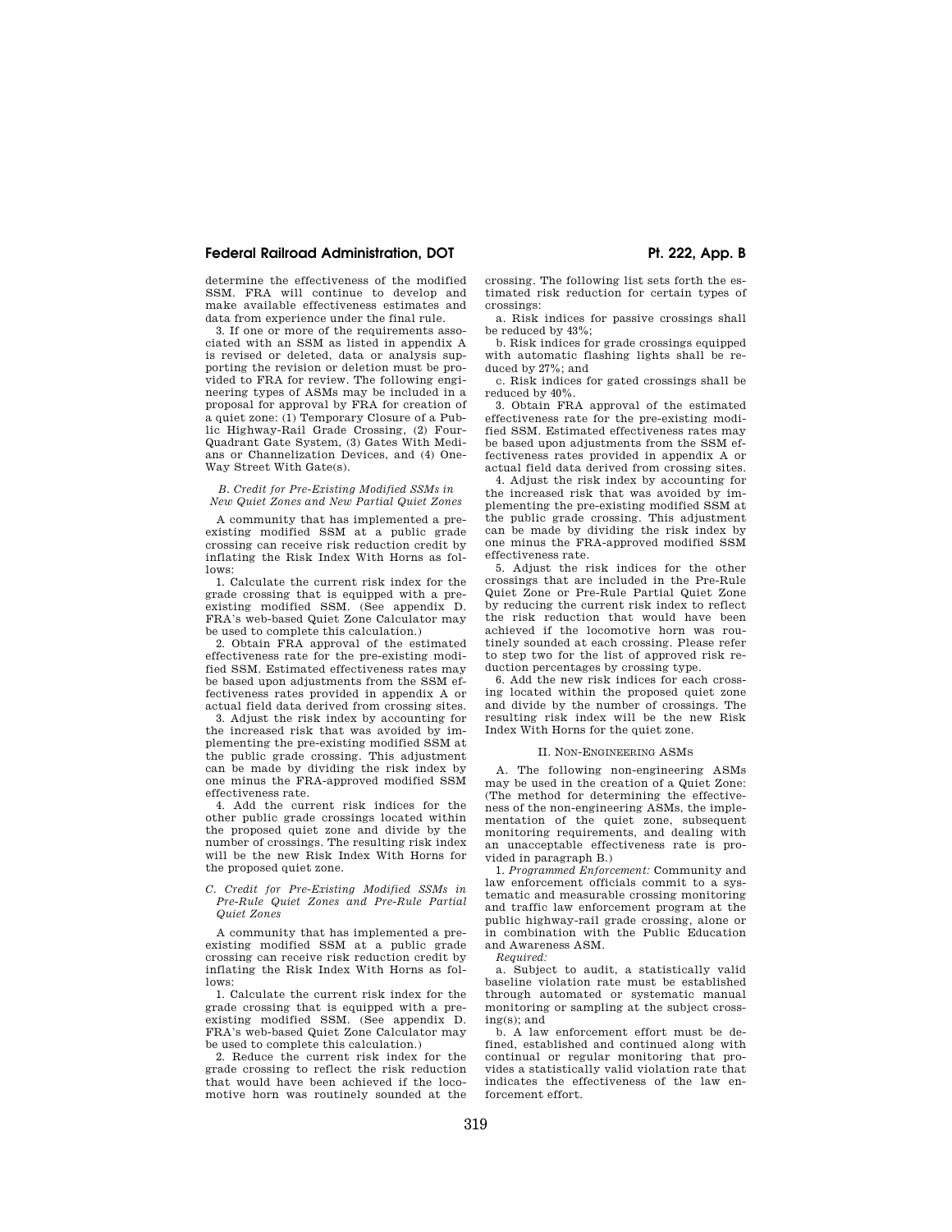determine the effectiveness of the modified SSM. FRA will continue to develop and make available effectiveness estimates and data from experience under the final rule.

3. If one or more of the requirements associated with an SSM as listed in appendix A is revised or deleted, data or analysis supporting the revision or deletion must be provided to FRA for review. The following engineering types of ASMs may be included in a proposal for approval by FRA for creation of a quiet zone: (1) Temporary Closure of a Public Highway-Rail Grade Crossing, (2) Four-Quadrant Gate System, (3) Gates With Medians or Channelization Devices, and (4) One-Way Street With Gate(s).

*B. Credit for Pre-Existing Modified SSMs in New Quiet Zones and New Partial Quiet Zones*

A community that has implemented a pre-existing modified SSM at a public grade crossing can receive risk reduction credit by inflating the Risk Index With Horns as follows:

1. Calculate the current risk index for the grade crossing that is equipped with a pre-existing modified SSM. (See appendix D. FRA's web-based Quiet Zone Calculator may be used to complete this calculation.)

2. Obtain FRA approval of the estimated effectiveness rate for the pre-existing modified SSM. Estimated effectiveness rates may be based upon adjustments from the SSM effectiveness rates provided in appendix A or actual field data derived from crossing sites.

3. Adjust the risk index by accounting for the increased risk that was avoided by implementing the pre-existing modified SSM at the public grade crossing. This adjustment can be made by dividing the risk index by one minus the FRA-approved modified SSM effectiveness rate.

4. Add the current risk indices for the other public grade crossings located within the proposed quiet zone and divide by the number of crossings. The resulting risk index will be the new Risk Index With Horns for the proposed quiet zone.

*C. Credit for Pre-Existing Modified SSMs in Pre-Rule Quiet Zones and Pre-Rule Partial Quiet Zones*

A community that has implemented a pre-existing modified SSM at a public grade crossing can receive risk reduction credit by inflating the Risk Index With Horns as follows:

1. Calculate the current risk index for the grade crossing that is equipped with a pre-existing modified SSM. (See appendix D. FRA's web-based Quiet Zone Calculator may be used to complete this calculation.)

2. Reduce the current risk index for the grade crossing to reflect the risk reduction that would have been achieved if the locomotive horn was routinely sounded at the crossing. The following list sets forth the estimated risk reduction for certain types of crossings:

a. Risk indices for passive crossings shall be reduced by 43%;

b. Risk indices for grade crossings equipped with automatic flashing lights shall be reduced by 27%; and

c. Risk indices for gated crossings shall be reduced by 40%.

3. Obtain FRA approval of the estimated effectiveness rate for the pre-existing modified SSM. Estimated effectiveness rates may be based upon adjustments from the SSM effectiveness rates provided in appendix A or actual field data derived from crossing sites.

4. Adjust the risk index by accounting for the increased risk that was avoided by implementing the pre-existing modified SSM at the public grade crossing. This adjustment can be made by dividing the risk index by one minus the FRA-approved modified SSM effectiveness rate.

5. Adjust the risk indices for the other crossings that are included in the Pre-Rule Quiet Zone or Pre-Rule Partial Quiet Zone by reducing the current risk index to reflect the risk reduction that would have been achieved if the locomotive horn was routinely sounded at each crossing. Please refer to step two for the list of approved risk reduction percentages by crossing type.

6. Add the new risk indices for each crossing located within the proposed quiet zone and divide by the number of crossings. The resulting risk index will be the new Risk Index With Horns for the quiet zone.

## II. NON-ENGINEERING ASMs

A. The following non-engineering ASMs may be used in the creation of a Quiet Zone: (The method for determining the effectiveness of the non-engineering ASMs, the implementation of the quiet zone, subsequent monitoring requirements, and dealing with an unacceptable effectiveness rate is provided in paragraph B.)

1. *Programmed Enforcement:* Community and law enforcement officials commit to a systematic and measurable crossing monitoring and traffic law enforcement program at the public highway-rail grade crossing, alone or in combination with the Public Education and Awareness ASM.

*Required:*

a. Subject to audit, a statistically valid baseline violation rate must be established through automated or systematic manual monitoring or sampling at the subject crossing(s); and

b. A law enforcement effort must be defined, established and continued along with continual or regular monitoring that provides a statistically valid violation rate that indicates the effectiveness of the law enforcement effort.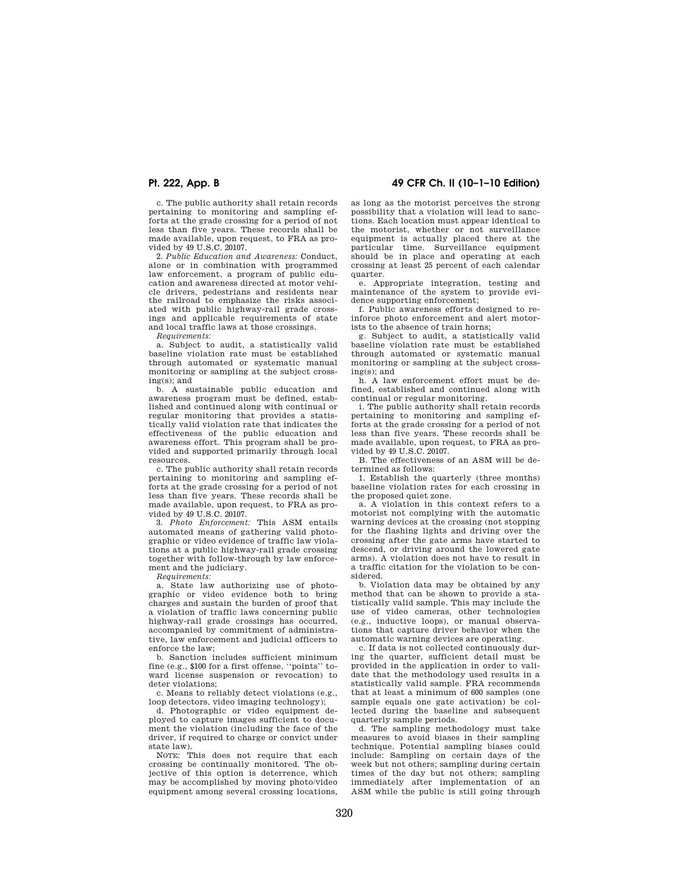c. The public authority shall retain records pertaining to monitoring and sampling efforts at the grade crossing for a period of not less than five years. These records shall be made available, upon request, to FRA as provided by 49 U.S.C. 20107.

2. *Public Education and Awareness:* Conduct, alone or in combination with programmed law enforcement, a program of public education and awareness directed at motor vehicle drivers, pedestrians and residents near the railroad to emphasize the risks associated with public highway-rail grade crossings and applicable requirements of state and local traffic laws at those crossings.

*Requirements:*

a. Subject to audit, a statistically valid baseline violation rate must be established through automated or systematic manual monitoring or sampling at the subject crossing(s); and

b. A sustainable public education and awareness program must be defined, established and continued along with continual or regular monitoring that provides a statistically valid violation rate that indicates the effectiveness of the public education and awareness effort. This program shall be provided and supported primarily through local resources.

c. The public authority shall retain records pertaining to monitoring and sampling efforts at the grade crossing for a period of not less than five years. These records shall be made available, upon request, to FRA as provided by 49 U.S.C. 20107.

3. *Photo Enforcement:* This ASM entails automated means of gathering valid photographic or video evidence of traffic law violations at a public highway-rail grade crossing together with follow-through by law enforcement and the judiciary.

*Requirements:*

a. State law authorizing use of photographic or video evidence both to bring charges and sustain the burden of proof that a violation of traffic laws concerning public highway-rail grade crossings has occurred, accompanied by commitment of administrative, law enforcement and judicial officers to enforce the law;

b. Sanction includes sufficient minimum fine (e.g., $100 for a first offense, ''points'' toward license suspension or revocation) to deter violations;

c. Means to reliably detect violations (e.g., loop detectors, video imaging technology);

d. Photographic or video equipment deployed to capture images sufficient to document the violation (including the face of the driver, if required to charge or convict under state law).

NOTE: This does not require that each crossing be continually monitored. The objective of this option is deterrence, which may be accomplished by moving photo/video equipment among several crossing locations, as long as the motorist perceives the strong possibility that a violation will lead to sanctions. Each location must appear identical to the motorist, whether or not surveillance equipment is actually placed there at the particular time. Surveillance equipment should be in place and operating at each crossing at least 25 percent of each calendar quarter.

e. Appropriate integration, testing and maintenance of the system to provide evidence supporting enforcement;

f. Public awareness efforts designed to reinforce photo enforcement and alert motorists to the absence of train horns;

g. Subject to audit, a statistically valid baseline violation rate must be established through automated or systematic manual monitoring or sampling at the subject crossing(s); and

h. A law enforcement effort must be defined, established and continued along with continual or regular monitoring.

i. The public authority shall retain records pertaining to monitoring and sampling efforts at the grade crossing for a period of not less than five years. These records shall be made available, upon request, to FRA as provided by 49 U.S.C. 20107.

B. The effectiveness of an ASM will be determined as follows:

1. Establish the quarterly (three months) baseline violation rates for each crossing in the proposed quiet zone.

a. A violation in this context refers to a motorist not complying with the automatic warning devices at the crossing (not stopping for the flashing lights and driving over the crossing after the gate arms have started to descend, or driving around the lowered gate arms). A violation does not have to result in a traffic citation for the violation to be considered.

b. Violation data may be obtained by any method that can be shown to provide a statistically valid sample. This may include the use of video cameras, other technologies (e.g., inductive loops), or manual observations that capture driver behavior when the automatic warning devices are operating.

c. If data is not collected continuously during the quarter, sufficient detail must be provided in the application in order to validate that the methodology used results in a statistically valid sample. FRA recommends that at least a minimum of 600 samples (one sample equals one gate activation) be collected during the baseline and subsequent quarterly sample periods.

d. The sampling methodology must take measures to avoid biases in their sampling technique. Potential sampling biases could include: Sampling on certain days of the week but not others; sampling during certain times of the day but not others; sampling immediately after implementation of an ASM while the public is still going through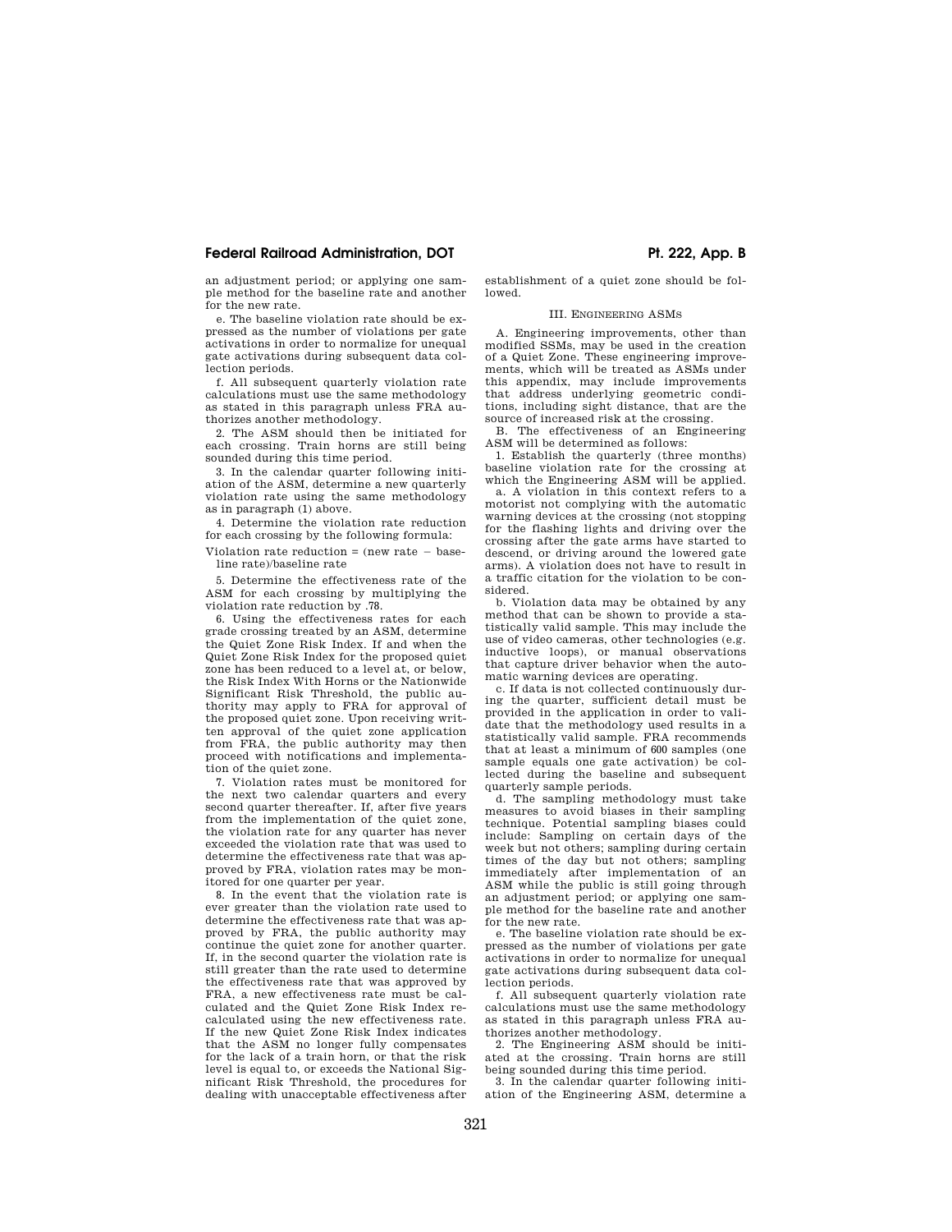an adjustment period; or applying one sample method for the baseline rate and another for the new rate.

e. The baseline violation rate should be expressed as the number of violations per gate activations in order to normalize for unequal gate activations during subsequent data collection periods.

f. All subsequent quarterly violation rate calculations must use the same methodology as stated in this paragraph unless FRA authorizes another methodology.

2. The ASM should then be initiated for each crossing. Train horns are still being sounded during this time period.

3. In the calendar quarter following initiation of the ASM, determine a new quarterly violation rate using the same methodology as in paragraph (1) above.

4. Determine the violation rate reduction for each crossing by the following formula:

Violation rate reduction = (new rate − baseline rate)/baseline rate

5. Determine the effectiveness rate of the ASM for each crossing by multiplying the violation rate reduction by .78.

6. Using the effectiveness rates for each grade crossing treated by an ASM, determine the Quiet Zone Risk Index. If and when the Quiet Zone Risk Index for the proposed quiet zone has been reduced to a level at, or below, the Risk Index With Horns or the Nationwide Significant Risk Threshold, the public authority may apply to FRA for approval of the proposed quiet zone. Upon receiving written approval of the quiet zone application from FRA, the public authority may then proceed with notifications and implementation of the quiet zone.

7. Violation rates must be monitored for the next two calendar quarters and every second quarter thereafter. If, after five years from the implementation of the quiet zone, the violation rate for any quarter has never exceeded the violation rate that was used to determine the effectiveness rate that was approved by FRA, violation rates may be monitored for one quarter per year.

8. In the event that the violation rate is ever greater than the violation rate used to determine the effectiveness rate that was approved by FRA, the public authority may continue the quiet zone for another quarter. If, in the second quarter the violation rate is still greater than the rate used to determine the effectiveness rate that was approved by FRA, a new effectiveness rate must be calculated and the Quiet Zone Risk Index recalculated using the new effectiveness rate. If the new Quiet Zone Risk Index indicates that the ASM no longer fully compensates for the lack of a train horn, or that the risk level is equal to, or exceeds the National Significant Risk Threshold, the procedures for dealing with unacceptable effectiveness after establishment of a quiet zone should be followed.

### III. Engineering ASMs

A. Engineering improvements, other than modified SSMs, may be used in the creation of a Quiet Zone. These engineering improvements, which will be treated as ASMs under this appendix, may include improvements that address underlying geometric conditions, including sight distance, that are the source of increased risk at the crossing.

B. The effectiveness of an Engineering ASM will be determined as follows:

1. Establish the quarterly (three months) baseline violation rate for the crossing at which the Engineering ASM will be applied.

a. A violation in this context refers to a motorist not complying with the automatic warning devices at the crossing (not stopping for the flashing lights and driving over the crossing after the gate arms have started to descend, or driving around the lowered gate arms). A violation does not have to result in a traffic citation for the violation to be considered.

b. Violation data may be obtained by any method that can be shown to provide a statistically valid sample. This may include the use of video cameras, other technologies (e.g. inductive loops), or manual observations that capture driver behavior when the automatic warning devices are operating.

c. If data is not collected continuously during the quarter, sufficient detail must be provided in the application in order to validate that the methodology used results in a statistically valid sample. FRA recommends that at least a minimum of 600 samples (one sample equals one gate activation) be collected during the baseline and subsequent quarterly sample periods.

d. The sampling methodology must take measures to avoid biases in their sampling technique. Potential sampling biases could include: Sampling on certain days of the week but not others; sampling during certain times of the day but not others; sampling immediately after implementation of an ASM while the public is still going through an adjustment period; or applying one sample method for the baseline rate and another for the new rate.

e. The baseline violation rate should be expressed as the number of violations per gate activations in order to normalize for unequal gate activations during subsequent data collection periods.

f. All subsequent quarterly violation rate calculations must use the same methodology as stated in this paragraph unless FRA authorizes another methodology.

2. The Engineering ASM should be initiated at the crossing. Train horns are still being sounded during this time period.

3. In the calendar quarter following initiation of the Engineering ASM, determine a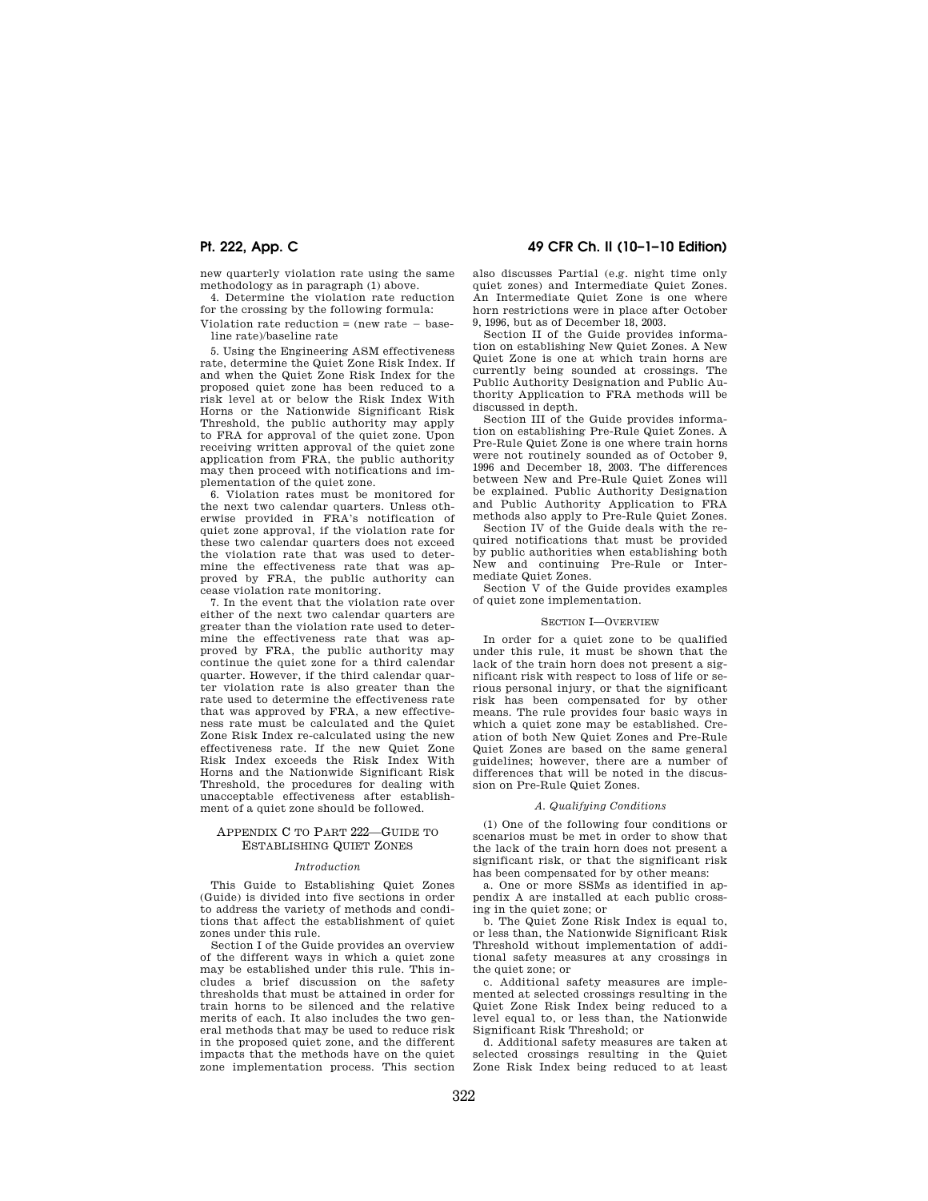new quarterly violation rate using the same methodology as in paragraph (1) above.

4. Determine the violation rate reduction for the crossing by the following formula:

Violation rate reduction = (new rate − baseline rate)/baseline rate

5. Using the Engineering ASM effectiveness rate, determine the Quiet Zone Risk Index. If and when the Quiet Zone Risk Index for the proposed quiet zone has been reduced to a risk level at or below the Risk Index With Horns or the Nationwide Significant Risk Threshold, the public authority may apply to FRA for approval of the quiet zone. Upon receiving written approval of the quiet zone application from FRA, the public authority may then proceed with notifications and implementation of the quiet zone.

6. Violation rates must be monitored for the next two calendar quarters. Unless otherwise provided in FRA's notification of quiet zone approval, if the violation rate for these two calendar quarters does not exceed the violation rate that was used to determine the effectiveness rate that was approved by FRA, the public authority can cease violation rate monitoring.

7. In the event that the violation rate over either of the next two calendar quarters are greater than the violation rate used to determine the effectiveness rate that was approved by FRA, the public authority may continue the quiet zone for a third calendar quarter. However, if the third calendar quarter violation rate is also greater than the rate used to determine the effectiveness rate that was approved by FRA, a new effectiveness rate must be calculated and the Quiet Zone Risk Index re-calculated using the new effectiveness rate. If the new Quiet Zone Risk Index exceeds the Risk Index With Horns and the Nationwide Significant Risk Threshold, the procedures for dealing with unacceptable effectiveness after establishment of a quiet zone should be followed.

## APPENDIX C TO PART 222—GUIDE TO ESTABLISHING QUIET ZONES

### *Introduction*

This Guide to Establishing Quiet Zones (Guide) is divided into five sections in order to address the variety of methods and conditions that affect the establishment of quiet zones under this rule.

Section I of the Guide provides an overview of the different ways in which a quiet zone may be established under this rule. This includes a brief discussion on the safety thresholds that must be attained in order for train horns to be silenced and the relative merits of each. It also includes the two general methods that may be used to reduce risk in the proposed quiet zone, and the different impacts that the methods have on the quiet zone implementation process. This section also discusses Partial (e.g. night time only quiet zones) and Intermediate Quiet Zones. An Intermediate Quiet Zone is one where horn restrictions were in place after October 9, 1996, but as of December 18, 2003.

Section II of the Guide provides information on establishing New Quiet Zones. A New Quiet Zone is one at which train horns are currently being sounded at crossings. The Public Authority Designation and Public Authority Application to FRA methods will be discussed in depth.

Section III of the Guide provides information on establishing Pre-Rule Quiet Zones. A Pre-Rule Quiet Zone is one where train horns were not routinely sounded as of October 9, 1996 and December 18, 2003. The differences between New and Pre-Rule Quiet Zones will be explained. Public Authority Designation and Public Authority Application to FRA methods also apply to Pre-Rule Quiet Zones.

Section IV of the Guide deals with the required notifications that must be provided by public authorities when establishing both New and continuing Pre-Rule or Intermediate Quiet Zones.

Section V of the Guide provides examples of quiet zone implementation.

### SECTION I—OVERVIEW

In order for a quiet zone to be qualified under this rule, it must be shown that the lack of the train horn does not present a significant risk with respect to loss of life or serious personal injury, or that the significant risk has been compensated for by other means. The rule provides four basic ways in which a quiet zone may be established. Creation of both New Quiet Zones and Pre-Rule Quiet Zones are based on the same general guidelines; however, there are a number of differences that will be noted in the discussion on Pre-Rule Quiet Zones.

#### *A. Qualifying Conditions*

(1) One of the following four conditions or scenarios must be met in order to show that the lack of the train horn does not present a significant risk, or that the significant risk has been compensated for by other means:

a. One or more SSMs as identified in appendix A are installed at each public crossing in the quiet zone; or

b. The Quiet Zone Risk Index is equal to, or less than, the Nationwide Significant Risk Threshold without implementation of additional safety measures at any crossings in the quiet zone; or

c. Additional safety measures are implemented at selected crossings resulting in the Quiet Zone Risk Index being reduced to a level equal to, or less than, the Nationwide Significant Risk Threshold; or

d. Additional safety measures are taken at selected crossings resulting in the Quiet Zone Risk Index being reduced to at least